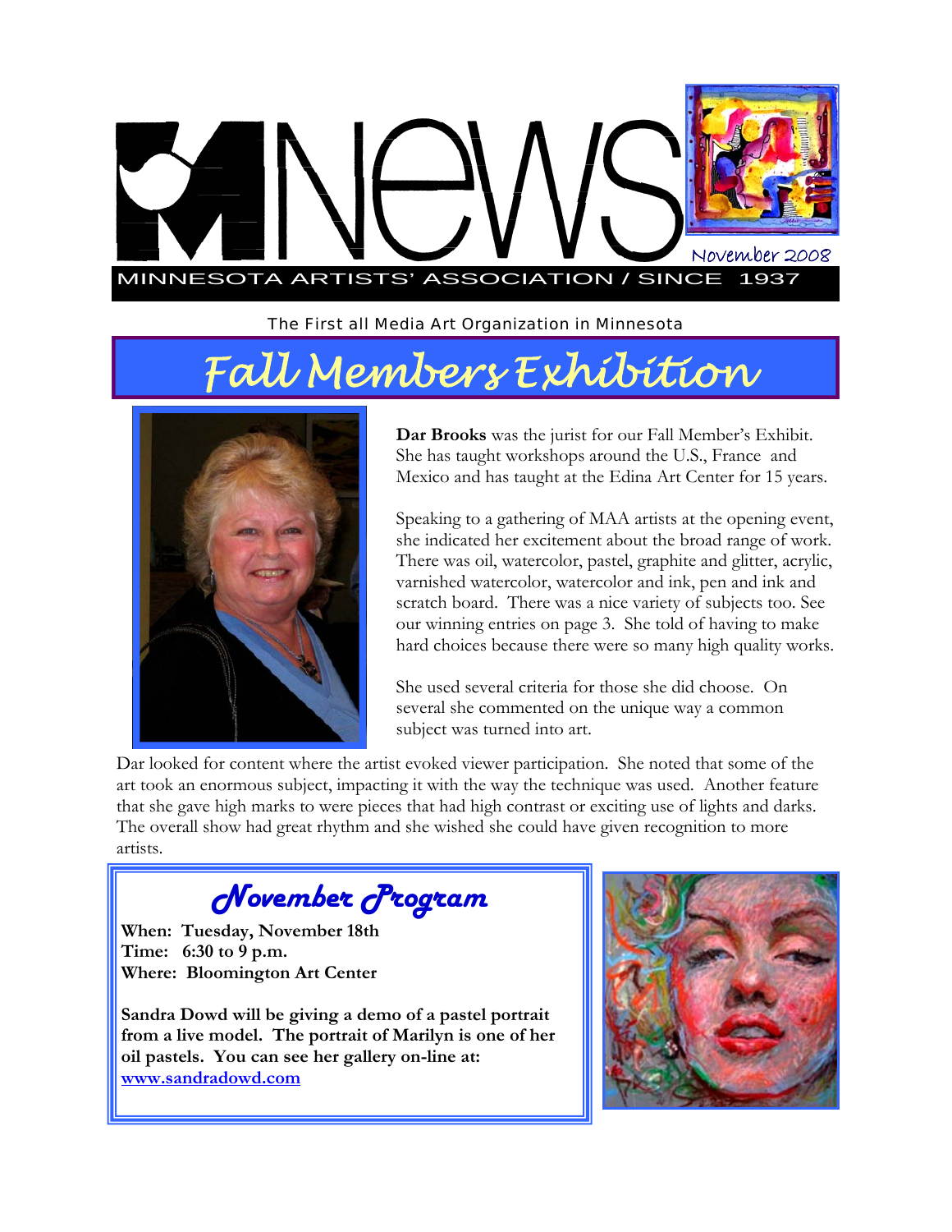# NEWS

November 2008

MINNESOTA ARTISTS' ASSOCIATION / SINCE 1937

The First all Media Art Organization in Minnesota

## Fall Members Exhibition

**Dar Brooks** was the jurist for our Fall Member's Exhibit. She has taught workshops around the U.S., France and Mexico and has taught at the Edina Art Center for 15 years.

Speaking to a gathering of MAA artists at the opening event, she indicated her excitement about the broad range of work. There was oil, watercolor, pastel, graphite and glitter, acrylic, varnished watercolor, watercolor and ink, pen and ink and scratch board. There was a nice variety of subjects too. See our winning entries on page 3. She told of having to make hard choices because there were so many high quality works.

She used several criteria for those she did choose. On several she commented on the unique way a common subject was turned into art.

Dar looked for content where the artist evoked viewer participation. She noted that some of the art took an enormous subject, impacting it with the way the technique was used. Another feature that she gave high marks to were pieces that had high contrast or exciting use of lights and darks. The overall show had great rhythm and she wished she could have given recognition to more artists.

## November Program

**When: Tuesday, November 18th**
**Time: 6:30 to 9 p.m.**
**Where: Bloomington Art Center**

**Sandra Dowd will be giving a demo of a pastel portrait from a live model. The portrait of Marilyn is one of her oil pastels. You can see her gallery on-line at: [www.sandradowd.com](http://www.sandradowd.com)**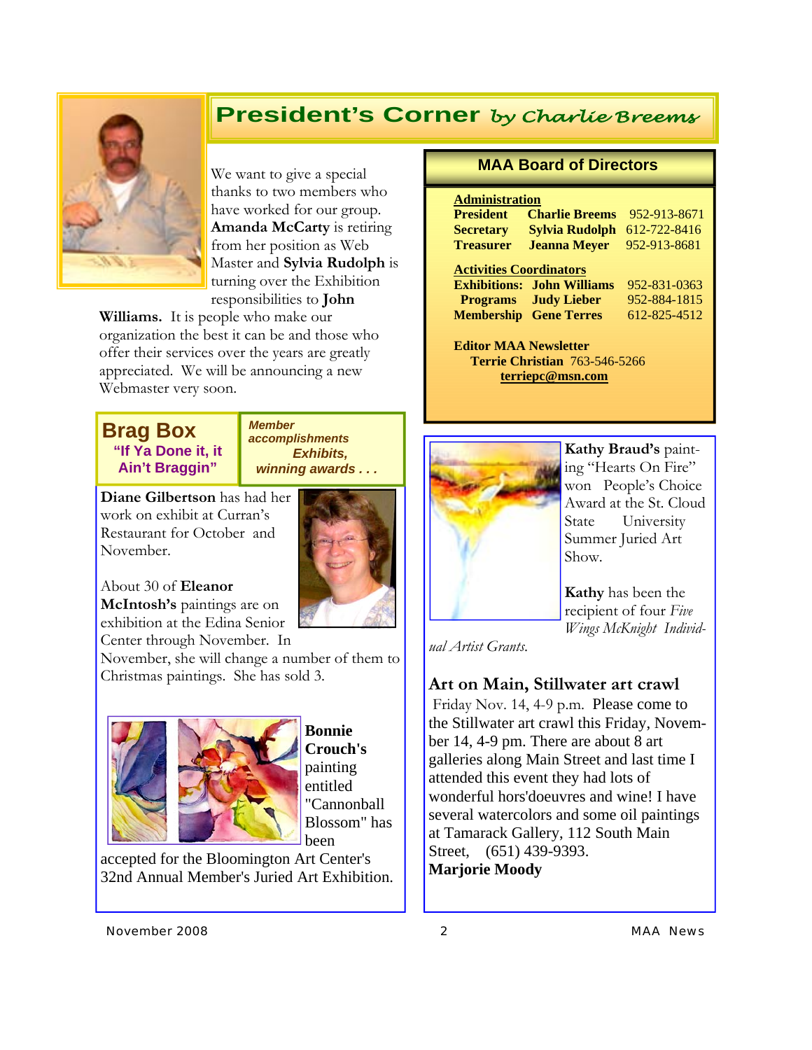## President's Corner *by Charlie Breems*

We want to give a special thanks to two members who have worked for our group. **Amanda McCarty** is retiring from her position as Web Master and **Sylvia Rudolph** is turning over the Exhibition responsibilities to **John Williams.** It is people who make our organization the best it can be and those who offer their services over the years are greatly appreciated. We will be announcing a new Webmaster very soon.

## MAA Board of Directors

**Administration**

| | | |
|---|---|---|
| **President** | **Charlie Breems** | 952-913-8671 |
| **Secretary** | **Sylvia Rudolph** | 612-722-8416 |
| **Treasurer** | **Jeanna Meyer** | 952-913-8681 |

**Activities Coordinators**

| | | |
|---|---|---|
| **Exhibitions:** | **John Williams** | 952-831-0363 |
| **Programs** | **Judy Lieber** | 952-884-1815 |
| **Membership** | **Gene Terres** | 612-825-4512 |

**Editor MAA Newsletter**
**Terrie Christian** 763-546-5266
**terriepc@msn.com**

## Brag Box

**"If Ya Done it, it Ain't Braggin"**

***Member accomplishments Exhibits, winning awards . . .***

**Diane Gilbertson** has had her work on exhibit at Curran's Restaurant for October and November.

About 30 of **Eleanor McIntosh's** paintings are on exhibition at the Edina Senior Center through November. In November, she will change a number of them to Christmas paintings. She has sold 3.

**Bonnie Crouch's** painting entitled "Cannonball Blossom" has been accepted for the Bloomington Art Center's 32nd Annual Member's Juried Art Exhibition.

**Kathy Braud's** painting "Hearts On Fire" won People's Choice Award at the St. Cloud State University Summer Juried Art Show.

**Kathy** has been the recipient of four *Five Wings McKnight Individual Artist Grants.*

### Art on Main, Stillwater art crawl

Friday Nov. 14, 4-9 p.m. Please come to the Stillwater art crawl this Friday, November 14, 4-9 pm. There are about 8 art galleries along Main Street and last time I attended this event they had lots of wonderful hors'doeuvres and wine! I have several watercolors and some oil paintings at Tamarack Gallery, 112 South Main Street, (651) 439-9393.
**Marjorie Moody**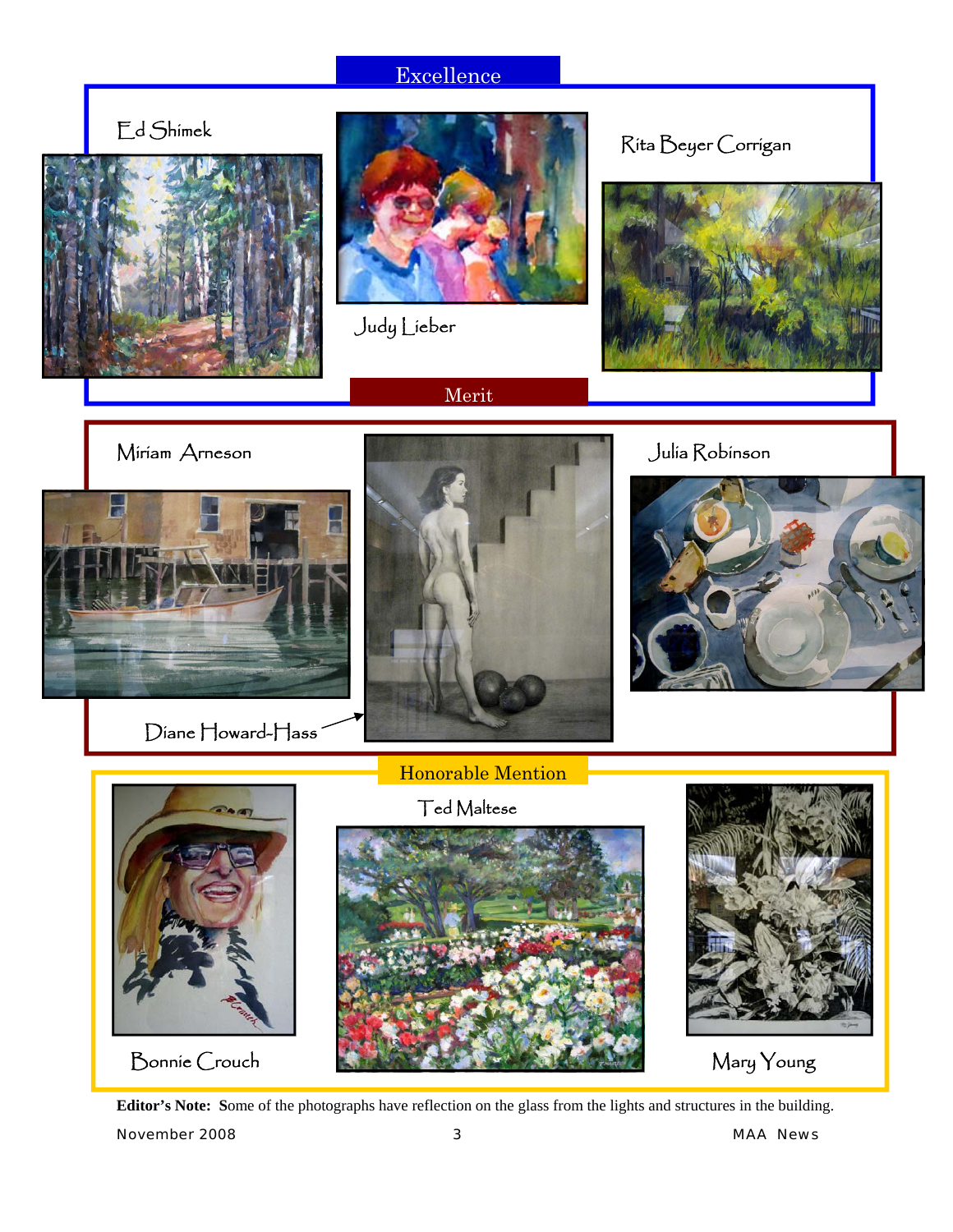## Excellence

Ed Shimek

Judy Lieber

Rita Beyer Corrigan

## Merit

Miriam Arneson

Julia Robinson

Diane Howard-Hass

## Honorable Mention

Ted Maltese

Bonnie Crouch

Mary Young

**Editor's Note: S**ome of the photographs have reflection on the glass from the lights and structures in the building.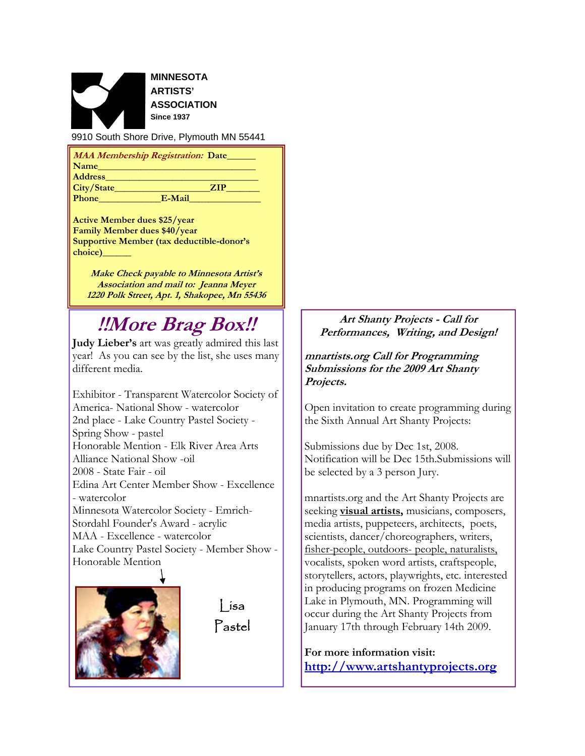**MINNESOTA ARTISTS' ASSOCIATION**
**Since 1937**

9910 South Shore Drive, Plymouth MN 55441

***MAA Membership Registration:*** **Date______**
**Name________________________________**
**Address_______________________________**
**City/State___________________ZIP_______**
**Phone____________E-Mail______________**

**Active Member dues $25/year**
**Family Member dues $40/year**
**Supportive Member (tax deductible-donor's choice)______**

***Make Check payable to Minnesota Artist's Association and mail to: Jeanna Meyer 1220 Polk Street, Apt. 1, Shakopee, Mn 55436***

# *!!More Brag Box!!*

**Judy Lieber's** art was greatly admired this last year! As you can see by the list, she uses many different media.

Exhibitor - Transparent Watercolor Society of America- National Show - watercolor
2nd place - Lake Country Pastel Society - Spring Show - pastel
Honorable Mention - Elk River Area Arts Alliance National Show -oil
2008 - State Fair - oil
Edina Art Center Member Show - Excellence - watercolor
Minnesota Watercolor Society - Emrich-Stordahl Founder's Award - acrylic
MAA - Excellence - watercolor
Lake Country Pastel Society - Member Show - Honorable Mention

Lisa
Pastel

## *Art Shanty Projects - Call for Performances, Writing, and Design!*

***mnartists.org Call for Programming Submissions for the 2009 Art Shanty Projects.***

Open invitation to create programming during the Sixth Annual Art Shanty Projects:

Submissions due by Dec 1st, 2008. Notification will be Dec 15th.Submissions will be selected by a 3 person Jury.

mnartists.org and the Art Shanty Projects are seeking **visual artists,** musicians, composers, media artists, puppeteers, architects, poets, scientists, dancer/choreographers, writers, fisher-people, outdoors- people, naturalists, vocalists, spoken word artists, craftspeople, storytellers, actors, playwrights, etc. interested in producing programs on frozen Medicine Lake in Plymouth, MN. Programming will occur during the Art Shanty Projects from January 17th through February 14th 2009.

**For more information visit:**
**http://www.artshantyprojects.org**